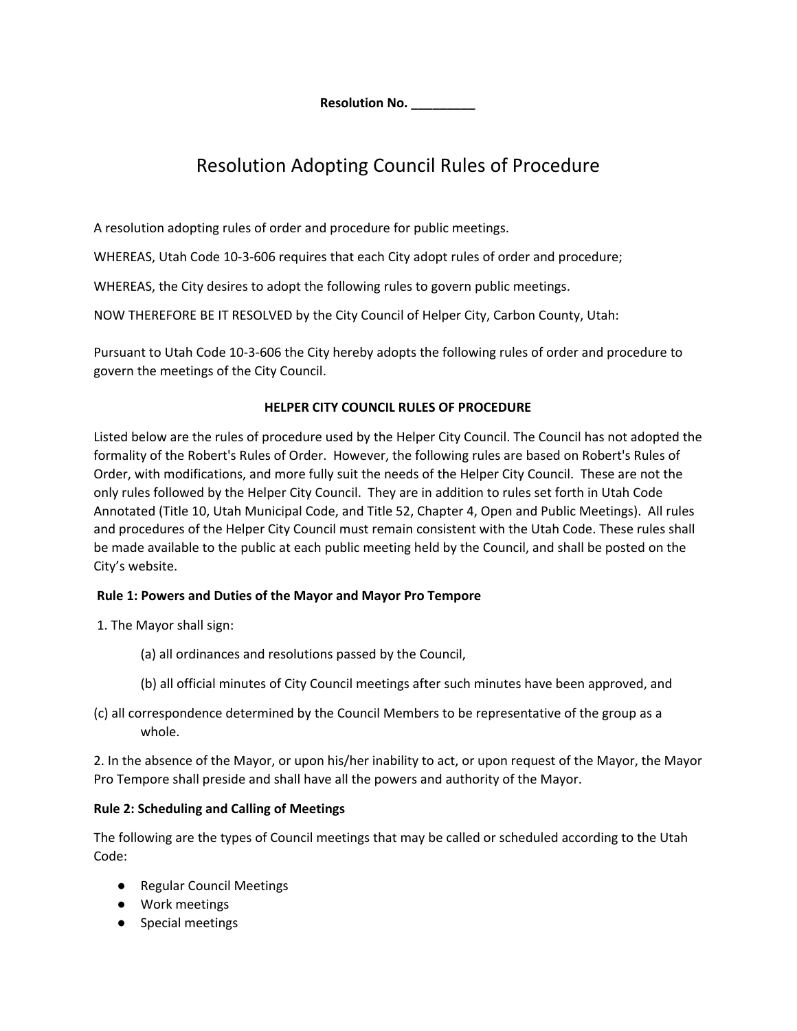**Resolution No. _________**

# Resolution Adopting Council Rules of Procedure

A resolution adopting rules of order and procedure for public meetings.

WHEREAS, Utah Code 10-3-606 requires that each City adopt rules of order and procedure;

WHEREAS, the City desires to adopt the following rules to govern public meetings.

NOW THEREFORE BE IT RESOLVED by the City Council of Helper City, Carbon County, Utah:

Pursuant to Utah Code 10-3-606 the City hereby adopts the following rules of order and procedure to govern the meetings of the City Council.

## HELPER CITY COUNCIL RULES OF PROCEDURE

Listed below are the rules of procedure used by the Helper City Council. The Council has not adopted the formality of the Robert's Rules of Order. However, the following rules are based on Robert's Rules of Order, with modifications, and more fully suit the needs of the Helper City Council. These are not the only rules followed by the Helper City Council. They are in addition to rules set forth in Utah Code Annotated (Title 10, Utah Municipal Code, and Title 52, Chapter 4, Open and Public Meetings). All rules and procedures of the Helper City Council must remain consistent with the Utah Code. These rules shall be made available to the public at each public meeting held by the Council, and shall be posted on the City's website.

### Rule 1: Powers and Duties of the Mayor and Mayor Pro Tempore

1. The Mayor shall sign:

   (a) all ordinances and resolutions passed by the Council,

   (b) all official minutes of City Council meetings after such minutes have been approved, and

   (c) all correspondence determined by the Council Members to be representative of the group as a whole.

2. In the absence of the Mayor, or upon his/her inability to act, or upon request of the Mayor, the Mayor Pro Tempore shall preside and shall have all the powers and authority of the Mayor.

### Rule 2: Scheduling and Calling of Meetings

The following are the types of Council meetings that may be called or scheduled according to the Utah Code:

- Regular Council Meetings
- Work meetings
- Special meetings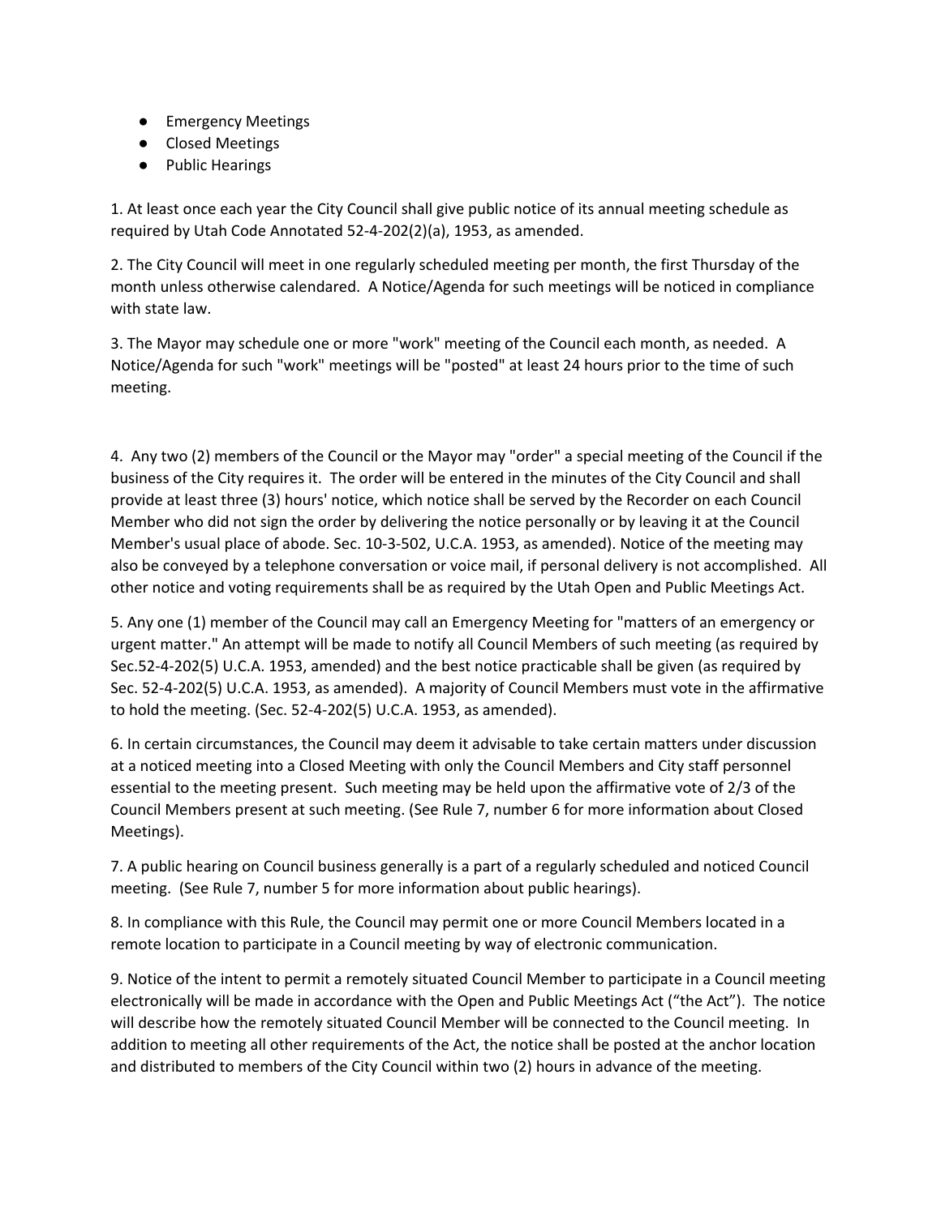- Emergency Meetings
- Closed Meetings
- Public Hearings

1. At least once each year the City Council shall give public notice of its annual meeting schedule as required by Utah Code Annotated 52-4-202(2)(a), 1953, as amended.

2. The City Council will meet in one regularly scheduled meeting per month, the first Thursday of the month unless otherwise calendared. A Notice/Agenda for such meetings will be noticed in compliance with state law.

3. The Mayor may schedule one or more "work" meeting of the Council each month, as needed. A Notice/Agenda for such "work" meetings will be "posted" at least 24 hours prior to the time of such meeting.

4. Any two (2) members of the Council or the Mayor may "order" a special meeting of the Council if the business of the City requires it. The order will be entered in the minutes of the City Council and shall provide at least three (3) hours' notice, which notice shall be served by the Recorder on each Council Member who did not sign the order by delivering the notice personally or by leaving it at the Council Member's usual place of abode. Sec. 10-3-502, U.C.A. 1953, as amended). Notice of the meeting may also be conveyed by a telephone conversation or voice mail, if personal delivery is not accomplished. All other notice and voting requirements shall be as required by the Utah Open and Public Meetings Act.

5. Any one (1) member of the Council may call an Emergency Meeting for "matters of an emergency or urgent matter." An attempt will be made to notify all Council Members of such meeting (as required by Sec.52-4-202(5) U.C.A. 1953, amended) and the best notice practicable shall be given (as required by Sec. 52-4-202(5) U.C.A. 1953, as amended). A majority of Council Members must vote in the affirmative to hold the meeting. (Sec. 52-4-202(5) U.C.A. 1953, as amended).

6. In certain circumstances, the Council may deem it advisable to take certain matters under discussion at a noticed meeting into a Closed Meeting with only the Council Members and City staff personnel essential to the meeting present. Such meeting may be held upon the affirmative vote of 2/3 of the Council Members present at such meeting. (See Rule 7, number 6 for more information about Closed Meetings).

7. A public hearing on Council business generally is a part of a regularly scheduled and noticed Council meeting. (See Rule 7, number 5 for more information about public hearings).

8. In compliance with this Rule, the Council may permit one or more Council Members located in a remote location to participate in a Council meeting by way of electronic communication.

9. Notice of the intent to permit a remotely situated Council Member to participate in a Council meeting electronically will be made in accordance with the Open and Public Meetings Act ("the Act"). The notice will describe how the remotely situated Council Member will be connected to the Council meeting. In addition to meeting all other requirements of the Act, the notice shall be posted at the anchor location and distributed to members of the City Council within two (2) hours in advance of the meeting.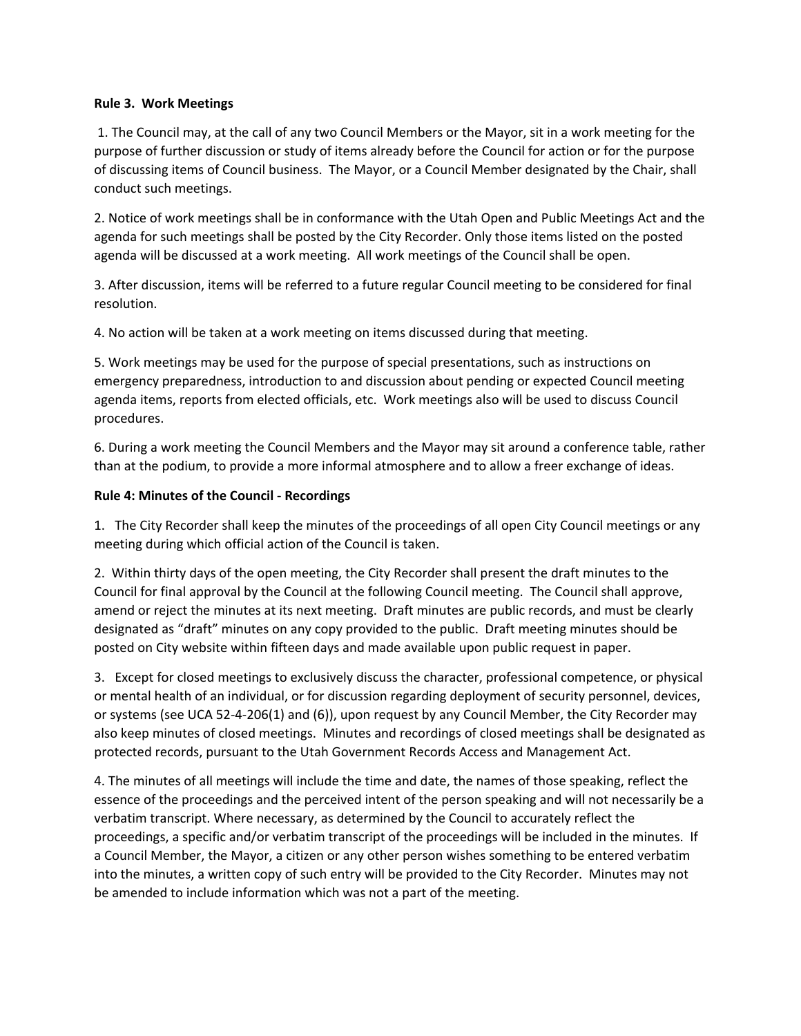**Rule 3. Work Meetings**

1. The Council may, at the call of any two Council Members or the Mayor, sit in a work meeting for the purpose of further discussion or study of items already before the Council for action or for the purpose of discussing items of Council business. The Mayor, or a Council Member designated by the Chair, shall conduct such meetings.

2. Notice of work meetings shall be in conformance with the Utah Open and Public Meetings Act and the agenda for such meetings shall be posted by the City Recorder. Only those items listed on the posted agenda will be discussed at a work meeting. All work meetings of the Council shall be open.

3. After discussion, items will be referred to a future regular Council meeting to be considered for final resolution.

4. No action will be taken at a work meeting on items discussed during that meeting.

5. Work meetings may be used for the purpose of special presentations, such as instructions on emergency preparedness, introduction to and discussion about pending or expected Council meeting agenda items, reports from elected officials, etc. Work meetings also will be used to discuss Council procedures.

6. During a work meeting the Council Members and the Mayor may sit around a conference table, rather than at the podium, to provide a more informal atmosphere and to allow a freer exchange of ideas.

**Rule 4: Minutes of the Council - Recordings**

1. The City Recorder shall keep the minutes of the proceedings of all open City Council meetings or any meeting during which official action of the Council is taken.

2. Within thirty days of the open meeting, the City Recorder shall present the draft minutes to the Council for final approval by the Council at the following Council meeting. The Council shall approve, amend or reject the minutes at its next meeting. Draft minutes are public records, and must be clearly designated as "draft" minutes on any copy provided to the public. Draft meeting minutes should be posted on City website within fifteen days and made available upon public request in paper.

3. Except for closed meetings to exclusively discuss the character, professional competence, or physical or mental health of an individual, or for discussion regarding deployment of security personnel, devices, or systems (see UCA 52-4-206(1) and (6)), upon request by any Council Member, the City Recorder may also keep minutes of closed meetings. Minutes and recordings of closed meetings shall be designated as protected records, pursuant to the Utah Government Records Access and Management Act.

4. The minutes of all meetings will include the time and date, the names of those speaking, reflect the essence of the proceedings and the perceived intent of the person speaking and will not necessarily be a verbatim transcript. Where necessary, as determined by the Council to accurately reflect the proceedings, a specific and/or verbatim transcript of the proceedings will be included in the minutes. If a Council Member, the Mayor, a citizen or any other person wishes something to be entered verbatim into the minutes, a written copy of such entry will be provided to the City Recorder. Minutes may not be amended to include information which was not a part of the meeting.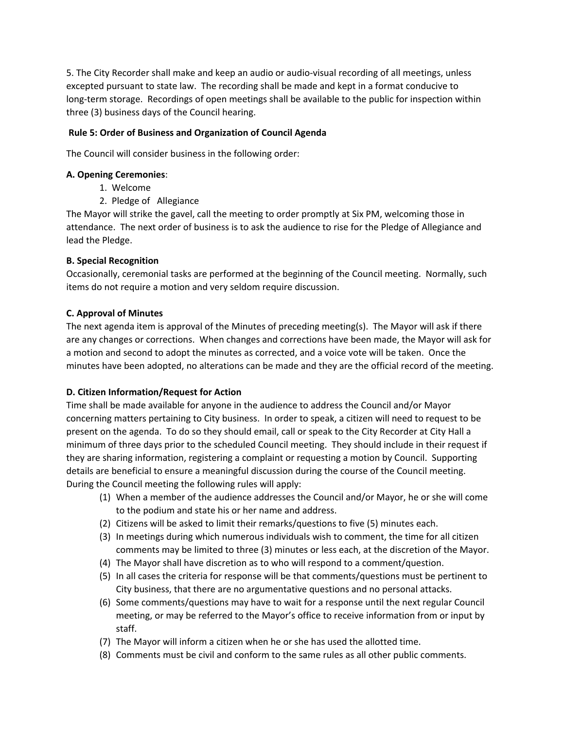5. The City Recorder shall make and keep an audio or audio-visual recording of all meetings, unless excepted pursuant to state law. The recording shall be made and kept in a format conducive to long-term storage. Recordings of open meetings shall be available to the public for inspection within three (3) business days of the Council hearing.

**Rule 5: Order of Business and Organization of Council Agenda**

The Council will consider business in the following order:

**A. Opening Ceremonies**:

1. Welcome
2. Pledge of Allegiance

The Mayor will strike the gavel, call the meeting to order promptly at Six PM, welcoming those in attendance. The next order of business is to ask the audience to rise for the Pledge of Allegiance and lead the Pledge.

**B. Special Recognition**

Occasionally, ceremonial tasks are performed at the beginning of the Council meeting. Normally, such items do not require a motion and very seldom require discussion.

**C. Approval of Minutes**

The next agenda item is approval of the Minutes of preceding meeting(s). The Mayor will ask if there are any changes or corrections. When changes and corrections have been made, the Mayor will ask for a motion and second to adopt the minutes as corrected, and a voice vote will be taken. Once the minutes have been adopted, no alterations can be made and they are the official record of the meeting.

**D. Citizen Information/Request for Action**

Time shall be made available for anyone in the audience to address the Council and/or Mayor concerning matters pertaining to City business. In order to speak, a citizen will need to request to be present on the agenda. To do so they should email, call or speak to the City Recorder at City Hall a minimum of three days prior to the scheduled Council meeting. They should include in their request if they are sharing information, registering a complaint or requesting a motion by Council. Supporting details are beneficial to ensure a meaningful discussion during the course of the Council meeting. During the Council meeting the following rules will apply:

(1) When a member of the audience addresses the Council and/or Mayor, he or she will come to the podium and state his or her name and address.
(2) Citizens will be asked to limit their remarks/questions to five (5) minutes each.
(3) In meetings during which numerous individuals wish to comment, the time for all citizen comments may be limited to three (3) minutes or less each, at the discretion of the Mayor.
(4) The Mayor shall have discretion as to who will respond to a comment/question.
(5) In all cases the criteria for response will be that comments/questions must be pertinent to City business, that there are no argumentative questions and no personal attacks.
(6) Some comments/questions may have to wait for a response until the next regular Council meeting, or may be referred to the Mayor's office to receive information from or input by staff.
(7) The Mayor will inform a citizen when he or she has used the allotted time.
(8) Comments must be civil and conform to the same rules as all other public comments.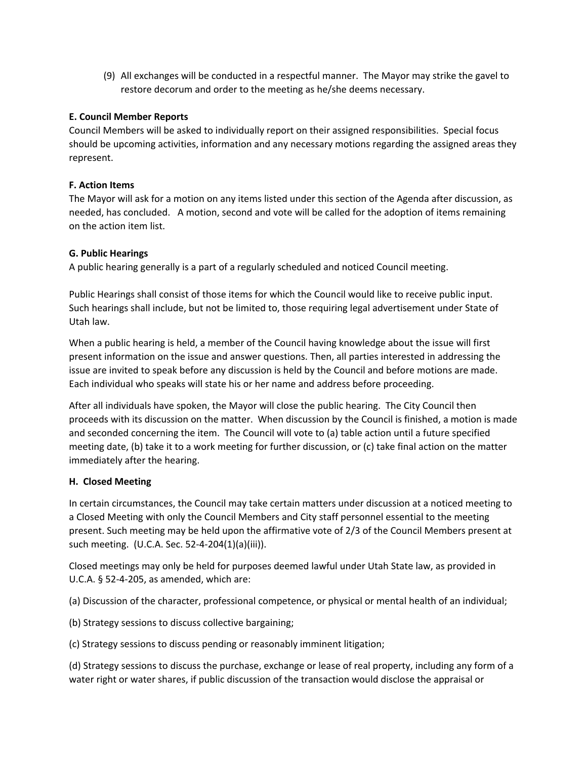(9) All exchanges will be conducted in a respectful manner. The Mayor may strike the gavel to restore decorum and order to the meeting as he/she deems necessary.

**E. Council Member Reports**

Council Members will be asked to individually report on their assigned responsibilities. Special focus should be upcoming activities, information and any necessary motions regarding the assigned areas they represent.

**F. Action Items**

The Mayor will ask for a motion on any items listed under this section of the Agenda after discussion, as needed, has concluded. A motion, second and vote will be called for the adoption of items remaining on the action item list.

**G. Public Hearings**

A public hearing generally is a part of a regularly scheduled and noticed Council meeting.

Public Hearings shall consist of those items for which the Council would like to receive public input. Such hearings shall include, but not be limited to, those requiring legal advertisement under State of Utah law.

When a public hearing is held, a member of the Council having knowledge about the issue will first present information on the issue and answer questions. Then, all parties interested in addressing the issue are invited to speak before any discussion is held by the Council and before motions are made. Each individual who speaks will state his or her name and address before proceeding.

After all individuals have spoken, the Mayor will close the public hearing. The City Council then proceeds with its discussion on the matter. When discussion by the Council is finished, a motion is made and seconded concerning the item. The Council will vote to (a) table action until a future specified meeting date, (b) take it to a work meeting for further discussion, or (c) take final action on the matter immediately after the hearing.

**H. Closed Meeting**

In certain circumstances, the Council may take certain matters under discussion at a noticed meeting to a Closed Meeting with only the Council Members and City staff personnel essential to the meeting present. Such meeting may be held upon the affirmative vote of 2/3 of the Council Members present at such meeting. (U.C.A. Sec. 52-4-204(1)(a)(iii)).

Closed meetings may only be held for purposes deemed lawful under Utah State law, as provided in U.C.A. § 52-4-205, as amended, which are:

(a) Discussion of the character, professional competence, or physical or mental health of an individual;

(b) Strategy sessions to discuss collective bargaining;

(c) Strategy sessions to discuss pending or reasonably imminent litigation;

(d) Strategy sessions to discuss the purchase, exchange or lease of real property, including any form of a water right or water shares, if public discussion of the transaction would disclose the appraisal or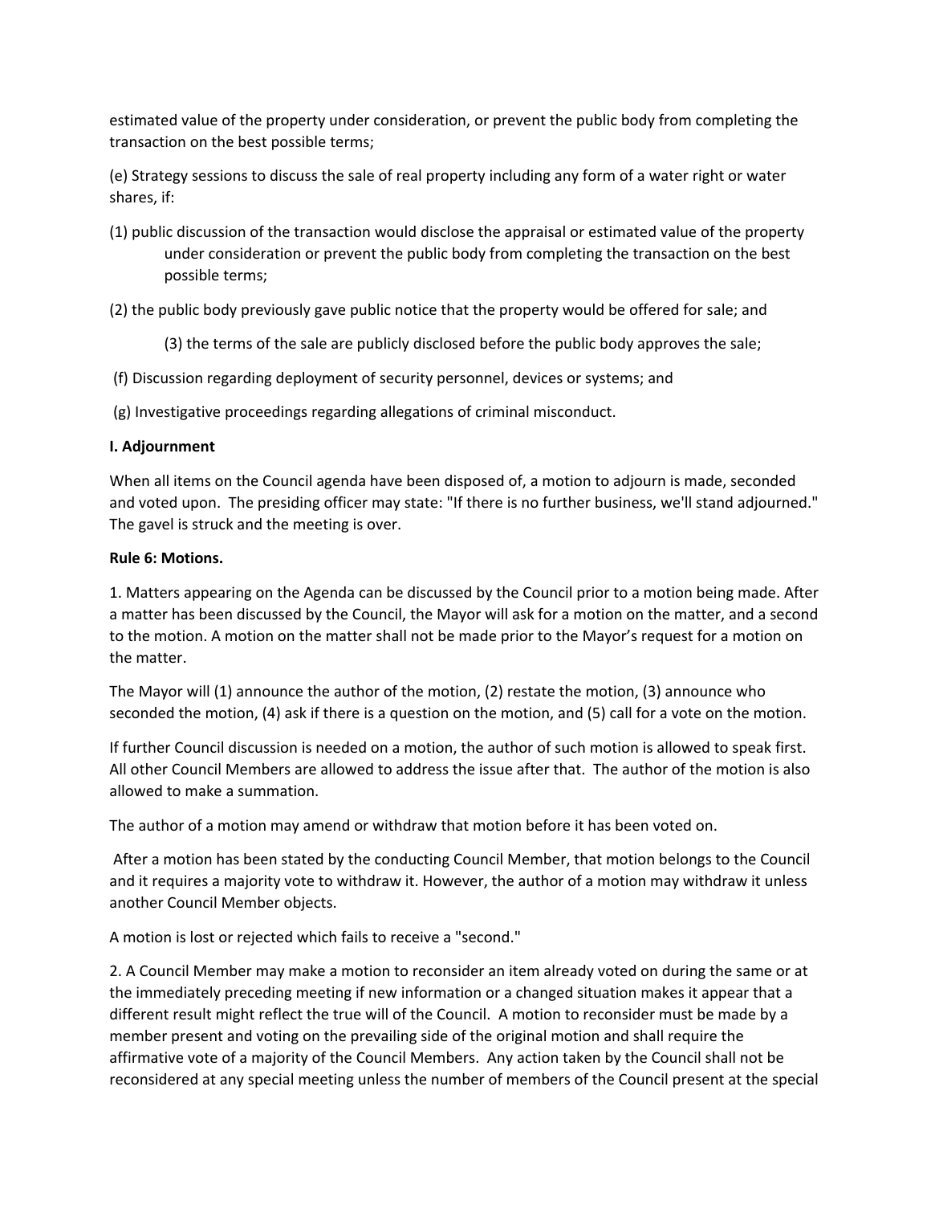estimated value of the property under consideration, or prevent the public body from completing the transaction on the best possible terms;

(e) Strategy sessions to discuss the sale of real property including any form of a water right or water shares, if:

(1) public discussion of the transaction would disclose the appraisal or estimated value of the property under consideration or prevent the public body from completing the transaction on the best possible terms;

(2) the public body previously gave public notice that the property would be offered for sale; and

(3) the terms of the sale are publicly disclosed before the public body approves the sale;

(f) Discussion regarding deployment of security personnel, devices or systems; and

(g) Investigative proceedings regarding allegations of criminal misconduct.

**I. Adjournment**

When all items on the Council agenda have been disposed of, a motion to adjourn is made, seconded and voted upon. The presiding officer may state: "If there is no further business, we'll stand adjourned." The gavel is struck and the meeting is over.

**Rule 6: Motions.**

1. Matters appearing on the Agenda can be discussed by the Council prior to a motion being made. After a matter has been discussed by the Council, the Mayor will ask for a motion on the matter, and a second to the motion. A motion on the matter shall not be made prior to the Mayor's request for a motion on the matter.

The Mayor will (1) announce the author of the motion, (2) restate the motion, (3) announce who seconded the motion, (4) ask if there is a question on the motion, and (5) call for a vote on the motion.

If further Council discussion is needed on a motion, the author of such motion is allowed to speak first. All other Council Members are allowed to address the issue after that. The author of the motion is also allowed to make a summation.

The author of a motion may amend or withdraw that motion before it has been voted on.

After a motion has been stated by the conducting Council Member, that motion belongs to the Council and it requires a majority vote to withdraw it. However, the author of a motion may withdraw it unless another Council Member objects.

A motion is lost or rejected which fails to receive a "second."

2. A Council Member may make a motion to reconsider an item already voted on during the same or at the immediately preceding meeting if new information or a changed situation makes it appear that a different result might reflect the true will of the Council. A motion to reconsider must be made by a member present and voting on the prevailing side of the original motion and shall require the affirmative vote of a majority of the Council Members. Any action taken by the Council shall not be reconsidered at any special meeting unless the number of members of the Council present at the special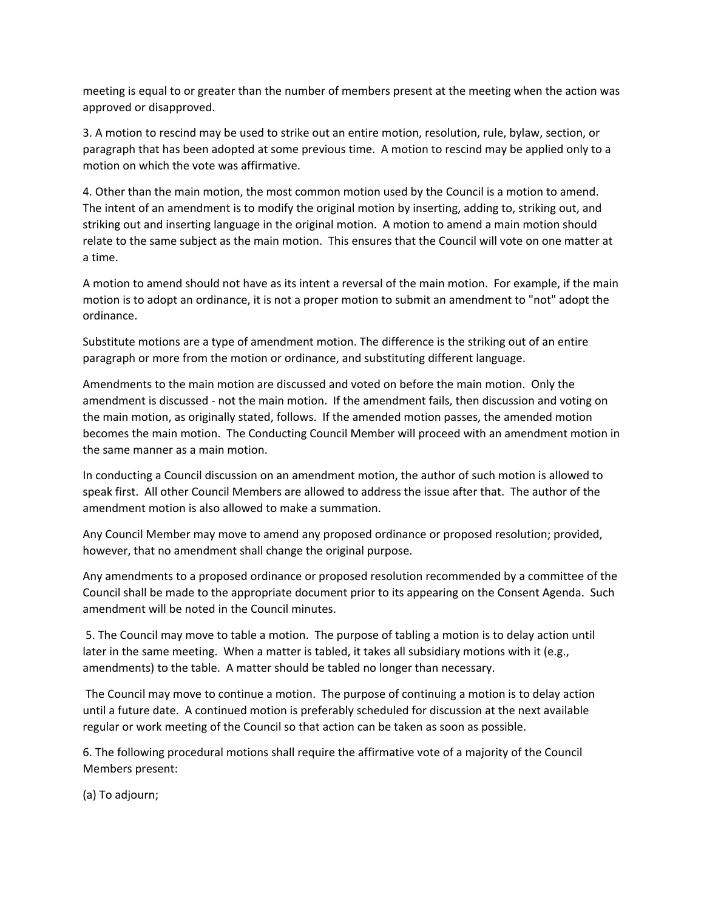meeting is equal to or greater than the number of members present at the meeting when the action was approved or disapproved.

3. A motion to rescind may be used to strike out an entire motion, resolution, rule, bylaw, section, or paragraph that has been adopted at some previous time. A motion to rescind may be applied only to a motion on which the vote was affirmative.

4. Other than the main motion, the most common motion used by the Council is a motion to amend. The intent of an amendment is to modify the original motion by inserting, adding to, striking out, and striking out and inserting language in the original motion. A motion to amend a main motion should relate to the same subject as the main motion. This ensures that the Council will vote on one matter at a time.

A motion to amend should not have as its intent a reversal of the main motion. For example, if the main motion is to adopt an ordinance, it is not a proper motion to submit an amendment to "not" adopt the ordinance.

Substitute motions are a type of amendment motion. The difference is the striking out of an entire paragraph or more from the motion or ordinance, and substituting different language.

Amendments to the main motion are discussed and voted on before the main motion. Only the amendment is discussed - not the main motion. If the amendment fails, then discussion and voting on the main motion, as originally stated, follows. If the amended motion passes, the amended motion becomes the main motion. The Conducting Council Member will proceed with an amendment motion in the same manner as a main motion.

In conducting a Council discussion on an amendment motion, the author of such motion is allowed to speak first. All other Council Members are allowed to address the issue after that. The author of the amendment motion is also allowed to make a summation.

Any Council Member may move to amend any proposed ordinance or proposed resolution; provided, however, that no amendment shall change the original purpose.

Any amendments to a proposed ordinance or proposed resolution recommended by a committee of the Council shall be made to the appropriate document prior to its appearing on the Consent Agenda. Such amendment will be noted in the Council minutes.

5. The Council may move to table a motion. The purpose of tabling a motion is to delay action until later in the same meeting. When a matter is tabled, it takes all subsidiary motions with it (e.g., amendments) to the table. A matter should be tabled no longer than necessary.

The Council may move to continue a motion. The purpose of continuing a motion is to delay action until a future date. A continued motion is preferably scheduled for discussion at the next available regular or work meeting of the Council so that action can be taken as soon as possible.

6. The following procedural motions shall require the affirmative vote of a majority of the Council Members present:

(a) To adjourn;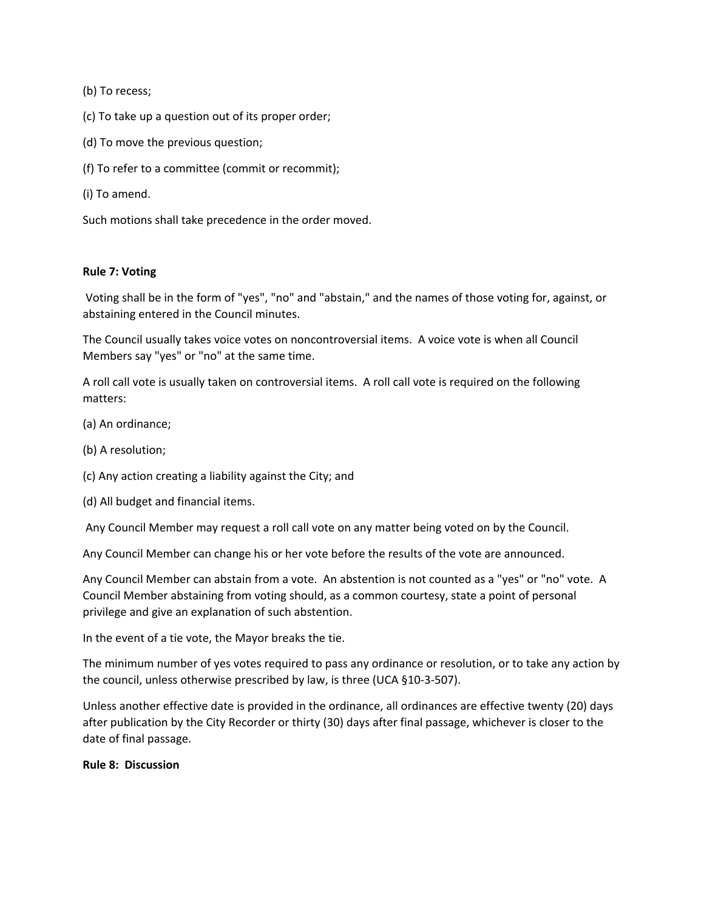(b) To recess;

(c) To take up a question out of its proper order;

(d) To move the previous question;

(f) To refer to a committee (commit or recommit);

(i) To amend.

Such motions shall take precedence in the order moved.

**Rule 7: Voting**

Voting shall be in the form of "yes", "no" and "abstain," and the names of those voting for, against, or abstaining entered in the Council minutes.

The Council usually takes voice votes on noncontroversial items. A voice vote is when all Council Members say "yes" or "no" at the same time.

A roll call vote is usually taken on controversial items. A roll call vote is required on the following matters:

(a) An ordinance;

(b) A resolution;

(c) Any action creating a liability against the City; and

(d) All budget and financial items.

Any Council Member may request a roll call vote on any matter being voted on by the Council.

Any Council Member can change his or her vote before the results of the vote are announced.

Any Council Member can abstain from a vote. An abstention is not counted as a "yes" or "no" vote. A Council Member abstaining from voting should, as a common courtesy, state a point of personal privilege and give an explanation of such abstention.

In the event of a tie vote, the Mayor breaks the tie.

The minimum number of yes votes required to pass any ordinance or resolution, or to take any action by the council, unless otherwise prescribed by law, is three (UCA §10-3-507).

Unless another effective date is provided in the ordinance, all ordinances are effective twenty (20) days after publication by the City Recorder or thirty (30) days after final passage, whichever is closer to the date of final passage.

**Rule 8: Discussion**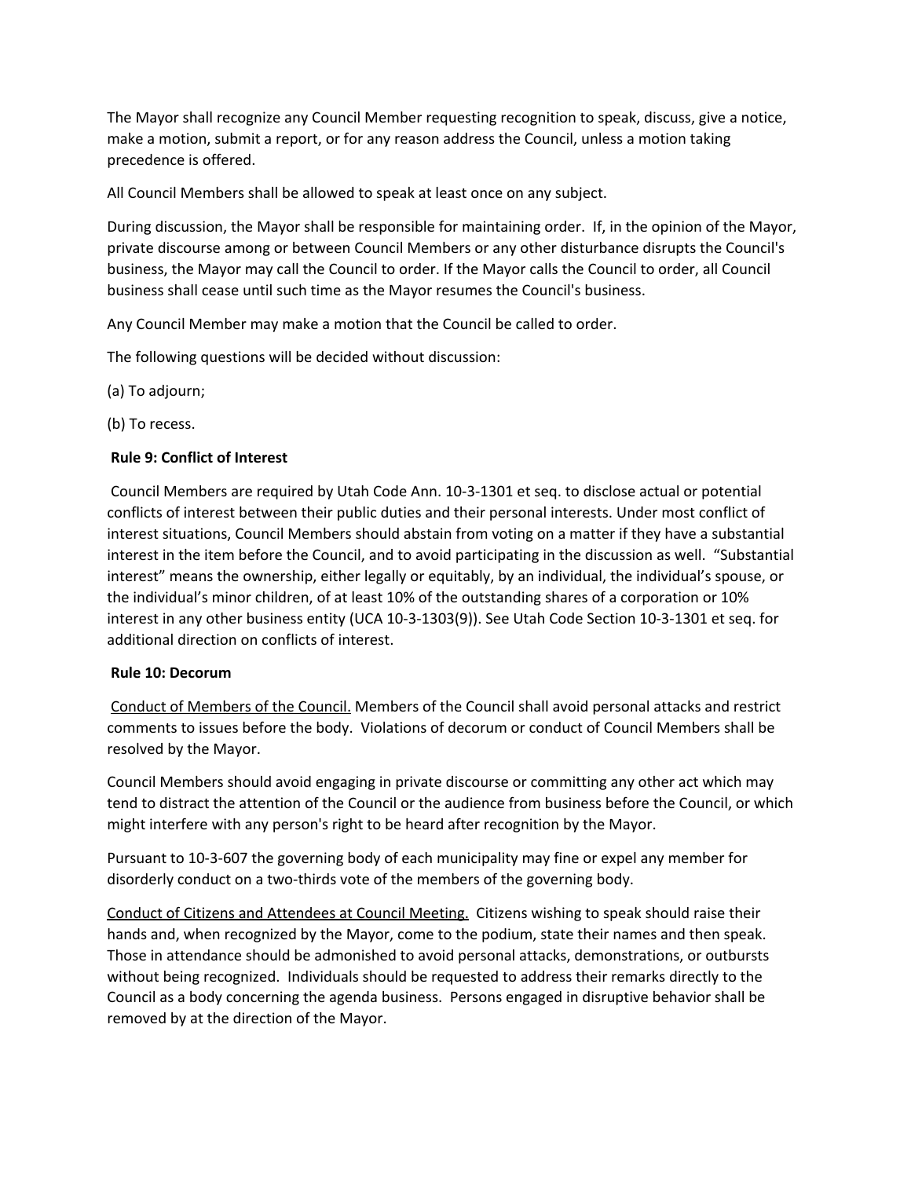The Mayor shall recognize any Council Member requesting recognition to speak, discuss, give a notice, make a motion, submit a report, or for any reason address the Council, unless a motion taking precedence is offered.

All Council Members shall be allowed to speak at least once on any subject.

During discussion, the Mayor shall be responsible for maintaining order. If, in the opinion of the Mayor, private discourse among or between Council Members or any other disturbance disrupts the Council's business, the Mayor may call the Council to order. If the Mayor calls the Council to order, all Council business shall cease until such time as the Mayor resumes the Council's business.

Any Council Member may make a motion that the Council be called to order.

The following questions will be decided without discussion:

(a) To adjourn;

(b) To recess.

**Rule 9: Conflict of Interest**

Council Members are required by Utah Code Ann. 10-3-1301 et seq. to disclose actual or potential conflicts of interest between their public duties and their personal interests. Under most conflict of interest situations, Council Members should abstain from voting on a matter if they have a substantial interest in the item before the Council, and to avoid participating in the discussion as well. "Substantial interest" means the ownership, either legally or equitably, by an individual, the individual's spouse, or the individual's minor children, of at least 10% of the outstanding shares of a corporation or 10% interest in any other business entity (UCA 10-3-1303(9)). See Utah Code Section 10-3-1301 et seq. for additional direction on conflicts of interest.

**Rule 10: Decorum**

<u>Conduct of Members of the Council.</u> Members of the Council shall avoid personal attacks and restrict comments to issues before the body. Violations of decorum or conduct of Council Members shall be resolved by the Mayor.

Council Members should avoid engaging in private discourse or committing any other act which may tend to distract the attention of the Council or the audience from business before the Council, or which might interfere with any person's right to be heard after recognition by the Mayor.

Pursuant to 10-3-607 the governing body of each municipality may fine or expel any member for disorderly conduct on a two-thirds vote of the members of the governing body.

<u>Conduct of Citizens and Attendees at Council Meeting.</u> Citizens wishing to speak should raise their hands and, when recognized by the Mayor, come to the podium, state their names and then speak. Those in attendance should be admonished to avoid personal attacks, demonstrations, or outbursts without being recognized. Individuals should be requested to address their remarks directly to the Council as a body concerning the agenda business. Persons engaged in disruptive behavior shall be removed by at the direction of the Mayor.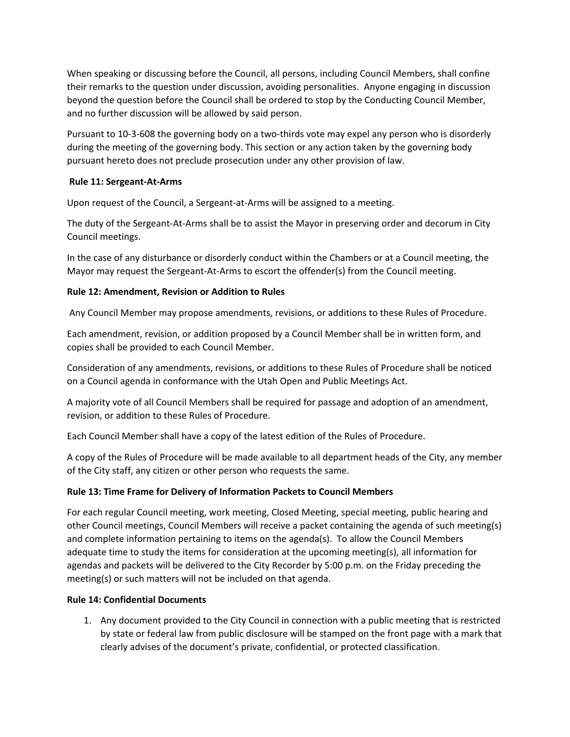When speaking or discussing before the Council, all persons, including Council Members, shall confine their remarks to the question under discussion, avoiding personalities. Anyone engaging in discussion beyond the question before the Council shall be ordered to stop by the Conducting Council Member, and no further discussion will be allowed by said person.

Pursuant to 10-3-608 the governing body on a two-thirds vote may expel any person who is disorderly during the meeting of the governing body. This section or any action taken by the governing body pursuant hereto does not preclude prosecution under any other provision of law.

**Rule 11: Sergeant-At-Arms**

Upon request of the Council, a Sergeant-at-Arms will be assigned to a meeting.

The duty of the Sergeant-At-Arms shall be to assist the Mayor in preserving order and decorum in City Council meetings.

In the case of any disturbance or disorderly conduct within the Chambers or at a Council meeting, the Mayor may request the Sergeant-At-Arms to escort the offender(s) from the Council meeting.

**Rule 12: Amendment, Revision or Addition to Rules**

Any Council Member may propose amendments, revisions, or additions to these Rules of Procedure.

Each amendment, revision, or addition proposed by a Council Member shall be in written form, and copies shall be provided to each Council Member.

Consideration of any amendments, revisions, or additions to these Rules of Procedure shall be noticed on a Council agenda in conformance with the Utah Open and Public Meetings Act.

A majority vote of all Council Members shall be required for passage and adoption of an amendment, revision, or addition to these Rules of Procedure.

Each Council Member shall have a copy of the latest edition of the Rules of Procedure.

A copy of the Rules of Procedure will be made available to all department heads of the City, any member of the City staff, any citizen or other person who requests the same.

**Rule 13: Time Frame for Delivery of Information Packets to Council Members**

For each regular Council meeting, work meeting, Closed Meeting, special meeting, public hearing and other Council meetings, Council Members will receive a packet containing the agenda of such meeting(s) and complete information pertaining to items on the agenda(s). To allow the Council Members adequate time to study the items for consideration at the upcoming meeting(s), all information for agendas and packets will be delivered to the City Recorder by 5:00 p.m. on the Friday preceding the meeting(s) or such matters will not be included on that agenda.

**Rule 14: Confidential Documents**

1. Any document provided to the City Council in connection with a public meeting that is restricted by state or federal law from public disclosure will be stamped on the front page with a mark that clearly advises of the document's private, confidential, or protected classification.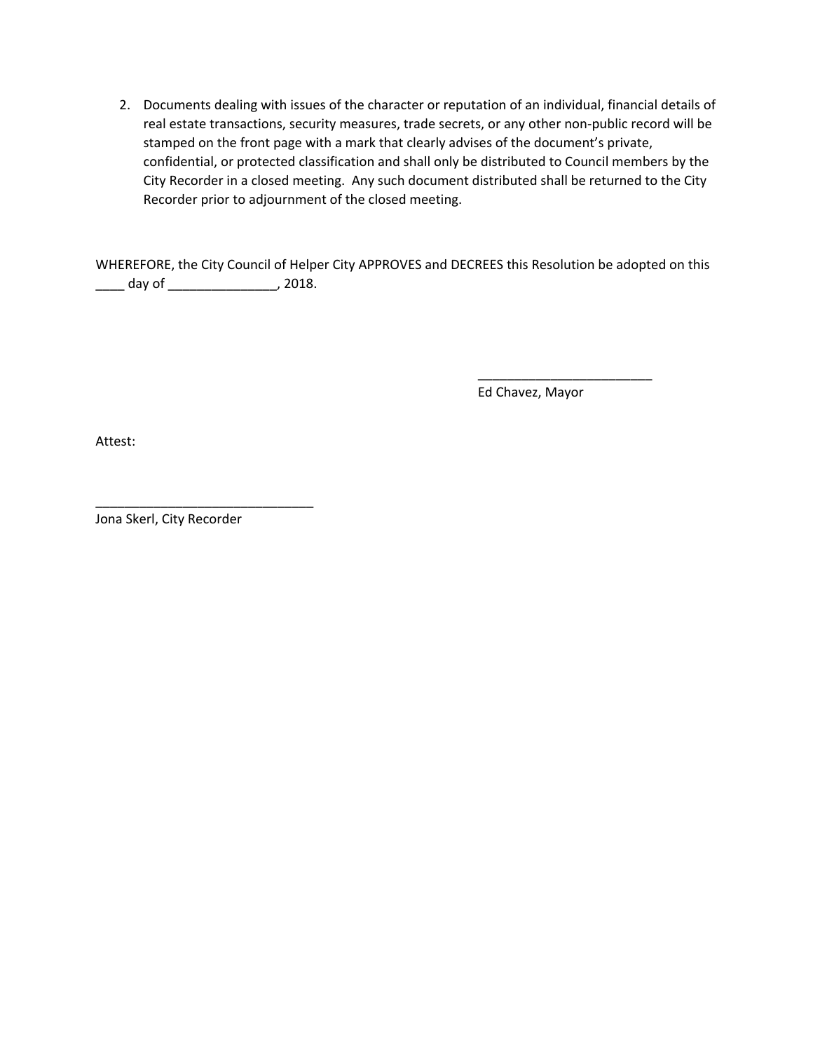2. Documents dealing with issues of the character or reputation of an individual, financial details of real estate transactions, security measures, trade secrets, or any other non-public record will be stamped on the front page with a mark that clearly advises of the document's private, confidential, or protected classification and shall only be distributed to Council members by the City Recorder in a closed meeting. Any such document distributed shall be returned to the City Recorder prior to adjournment of the closed meeting.

WHEREFORE, the City Council of Helper City APPROVES and DECREES this Resolution be adopted on this ____ day of _______________, 2018.

________________________
Ed Chavez, Mayor

Attest:

______________________________
Jona Skerl, City Recorder